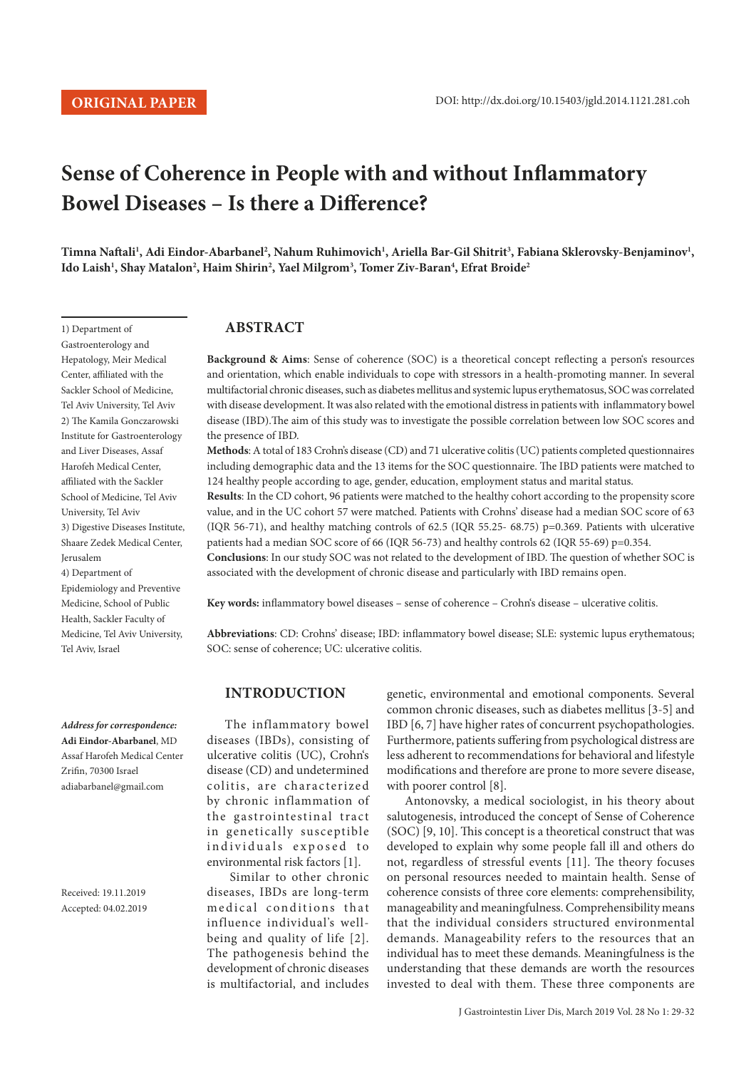**ORIGINAL PAPER**

DOI: http://dx.doi.org/10.15403/jgld.2014.1121.281.coh

# Sense of Coherence in People with and without Inflammatory Bowel Diseases – Is there a Difference?

**Timna Naftali[1], Adi Eindor-Abarbanel[2], Nahum Ruhimovich[1], Ariella Bar-Gil Shitrit[3], Fabiana Sklerovsky-Benjaminov[1], Ido Laish[1], Shay Matalon[2], Haim Shirin[2], Yael Milgrom[3], Tomer Ziv-Baran[4], Efrat Broide[2]**

1) Department of Gastroenterology and Hepatology, Meir Medical Center, affiliated with the Sackler School of Medicine, Tel Aviv University, Tel Aviv
2) The Kamila Gonczarowski Institute for Gastroenterology and Liver Diseases, Assaf Harofeh Medical Center, affiliated with the Sackler School of Medicine, Tel Aviv University, Tel Aviv
3) Digestive Diseases Institute, Shaare Zedek Medical Center, Jerusalem
4) Department of Epidemiology and Preventive Medicine, School of Public Health, Sackler Faculty of Medicine, Tel Aviv University, Tel Aviv, Israel

***Address for correspondence:***
**Adi Eindor-Abarbanel**, MD
Assaf Harofeh Medical Center
Zrifin, 70300 Israel
adiabarbanel@gmail.com

Received: 19.11.2019
Accepted: 04.02.2019

## ABSTRACT

**Background & Aims**: Sense of coherence (SOC) is a theoretical concept reflecting a person's resources and orientation, which enable individuals to cope with stressors in a health-promoting manner. In several multifactorial chronic diseases, such as diabetes mellitus and systemic lupus erythematosus, SOC was correlated with disease development. It was also related with the emotional distress in patients with inflammatory bowel disease (IBD).The aim of this study was to investigate the possible correlation between low SOC scores and the presence of IBD.

**Methods**: A total of 183 Crohn's disease (CD) and 71 ulcerative colitis (UC) patients completed questionnaires including demographic data and the 13 items for the SOC questionnaire. The IBD patients were matched to 124 healthy people according to age, gender, education, employment status and marital status.

**Results**: In the CD cohort, 96 patients were matched to the healthy cohort according to the propensity score value, and in the UC cohort 57 were matched. Patients with Crohns' disease had a median SOC score of 63 (IQR 56-71), and healthy matching controls of 62.5 (IQR 55.25- 68.75) p=0.369. Patients with ulcerative patients had a median SOC score of 66 (IQR 56-73) and healthy controls 62 (IQR 55-69) p=0.354.

**Conclusions**: In our study SOC was not related to the development of IBD. The question of whether SOC is associated with the development of chronic disease and particularly with IBD remains open.

**Key words:** inflammatory bowel diseases – sense of coherence – Crohn's disease – ulcerative colitis.

**Abbreviations**: CD: Crohns' disease; IBD: inflammatory bowel disease; SLE: systemic lupus erythematous; SOC: sense of coherence; UC: ulcerative colitis.

## INTRODUCTION

The inflammatory bowel diseases (IBDs), consisting of ulcerative colitis (UC), Crohn's disease (CD) and undetermined colitis, are characterized by chronic inflammation of the gastrointestinal tract in genetically susceptible individuals exposed to environmental risk factors [1].

Similar to other chronic diseases, IBDs are long-term medical conditions that influence individual's well-being and quality of life [2]. The pathogenesis behind the development of chronic diseases is multifactorial, and includes genetic, environmental and emotional components. Several common chronic diseases, such as diabetes mellitus [3-5] and IBD [6, 7] have higher rates of concurrent psychopathologies. Furthermore, patients suffering from psychological distress are less adherent to recommendations for behavioral and lifestyle modifications and therefore are prone to more severe disease, with poorer control [8].

Antonovsky, a medical sociologist, in his theory about salutogenesis, introduced the concept of Sense of Coherence (SOC) [9, 10]. This concept is a theoretical construct that was developed to explain why some people fall ill and others do not, regardless of stressful events [11]. The theory focuses on personal resources needed to maintain health. Sense of coherence consists of three core elements: comprehensibility, manageability and meaningfulness. Comprehensibility means that the individual considers structured environmental demands. Manageability refers to the resources that an individual has to meet these demands. Meaningfulness is the understanding that these demands are worth the resources invested to deal with them. These three components are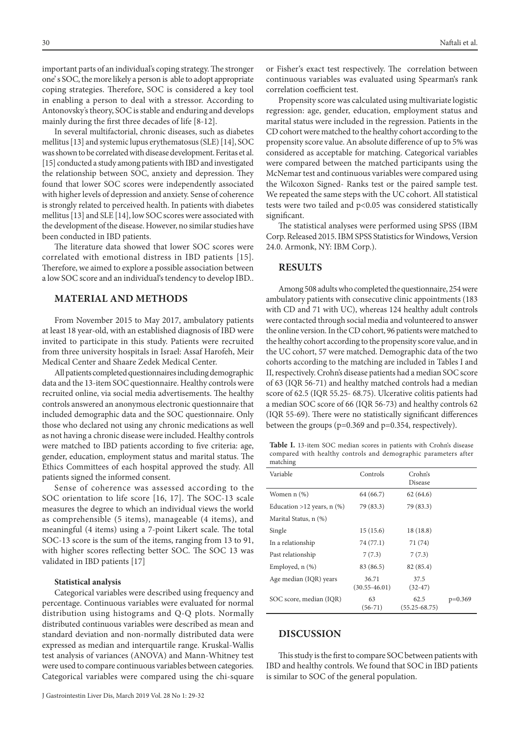important parts of an individual's coping strategy. The stronger one' s SOC, the more likely a person is able to adopt appropriate coping strategies. Therefore, SOC is considered a key tool in enabling a person to deal with a stressor. According to Antonovsky's theory, SOC is stable and enduring and develops mainly during the first three decades of life [8-12].

In several multifactorial, chronic diseases, such as diabetes mellitus [13] and systemic lupus erythematosus (SLE) [14], SOC was shown to be correlated with disease development. Feritas et al. [15] conducted a study among patients with IBD and investigated the relationship between SOC, anxiety and depression. They found that lower SOC scores were independently associated with higher levels of depression and anxiety. Sense of coherence is strongly related to perceived health. In patients with diabetes mellitus [13] and SLE [14], low SOC scores were associated with the development of the disease. However, no similar studies have been conducted in IBD patients.

The literature data showed that lower SOC scores were correlated with emotional distress in IBD patients [15]. Therefore, we aimed to explore a possible association between a low SOC score and an individual's tendency to develop IBD..

## MATERIAL AND METHODS

From November 2015 to May 2017, ambulatory patients at least 18 year-old, with an established diagnosis of IBD were invited to participate in this study. Patients were recruited from three university hospitals in Israel: Assaf Harofeh, Meir Medical Center and Shaare Zedek Medical Center.

All patients completed questionnaires including demographic data and the 13-item SOC questionnaire. Healthy controls were recruited online, via social media advertisements. The healthy controls answered an anonymous electronic questionnaire that included demographic data and the SOC questionnaire. Only those who declared not using any chronic medications as well as not having a chronic disease were included. Healthy controls were matched to IBD patients according to five criteria: age, gender, education, employment status and marital status. The Ethics Committees of each hospital approved the study. All patients signed the informed consent.

Sense of coherence was assessed according to the SOC orientation to life score [16, 17]. The SOC-13 scale measures the degree to which an individual views the world as comprehensible (5 items), manageable (4 items), and meaningful (4 items) using a 7-point Likert scale. The total SOC-13 score is the sum of the items, ranging from 13 to 91, with higher scores reflecting better SOC. The SOC 13 was validated in IBD patients [17]

### Statistical analysis

Categorical variables were described using frequency and percentage. Continuous variables were evaluated for normal distribution using histograms and Q-Q plots. Normally distributed continuous variables were described as mean and standard deviation and non-normally distributed data were expressed as median and interquartile range. Kruskal-Wallis test analysis of variances (ANOVA) and Mann-Whitney test were used to compare continuous variables between categories. Categorical variables were compared using the chi-square or Fisher's exact test respectively. The correlation between continuous variables was evaluated using Spearman's rank correlation coefficient test.

Propensity score was calculated using multivariate logistic regression: age, gender, education, employment status and marital status were included in the regression. Patients in the CD cohort were matched to the healthy cohort according to the propensity score value. An absolute difference of up to 5% was considered as acceptable for matching. Categorical variables were compared between the matched participants using the McNemar test and continuous variables were compared using the Wilcoxon Signed- Ranks test or the paired sample test. We repeated the same steps with the UC cohort. All statistical tests were two tailed and $p<0.05$ was considered statistically significant.

The statistical analyses were performed using SPSS (IBM Corp. Released 2015. IBM SPSS Statistics for Windows, Version 24.0. Armonk, NY: IBM Corp.).

## RESULTS

Among 508 adults who completed the questionnaire, 254 were ambulatory patients with consecutive clinic appointments (183 with CD and 71 with UC), whereas 124 healthy adult controls were contacted through social media and volunteered to answer the online version. In the CD cohort, 96 patients were matched to the healthy cohort according to the propensity score value, and in the UC cohort, 57 were matched. Demographic data of the two cohorts according to the matching are included in Tables I and II, respectively. Crohn's disease patients had a median SOC score of 63 (IQR 56-71) and healthy matched controls had a median score of 62.5 (IQR 55.25- 68.75). Ulcerative colitis patients had a median SOC score of 66 (IQR 56-73) and healthy controls 62 (IQR 55-69). There were no statistically significant differences between the groups (p=0.369 and p=0.354, respectively).

**Table I.** 13-item SOC median scores in patients with Crohn's disease compared with healthy controls and demographic parameters after matching

| Variable | Controls | Crohn's Disease | |
|---|---|---|---|
| Women n (%) | 64 (66.7) | 62 (64.6) | |
| Education >12 years, n (%) | 79 (83.3) | 79 (83.3) | |
| Marital Status, n (%) | | | |
| Single | 15 (15.6) | 18 (18.8) | |
| In a relationship | 74 (77.1) | 71 (74) | |
| Past relationship | 7 (7.3) | 7 (7.3) | |
| Employed, n (%) | 83 (86.5) | 82 (85.4) | |
| Age median (IQR) years | 36.71 (30.55-46.01) | 37.5 (32-47) | |
| SOC score, median (IQR) | 63 (56-71) | 62.5 (55.25-68.75) | p=0.369 |

## DISCUSSION

This study is the first to compare SOC between patients with IBD and healthy controls. We found that SOC in IBD patients is similar to SOC of the general population.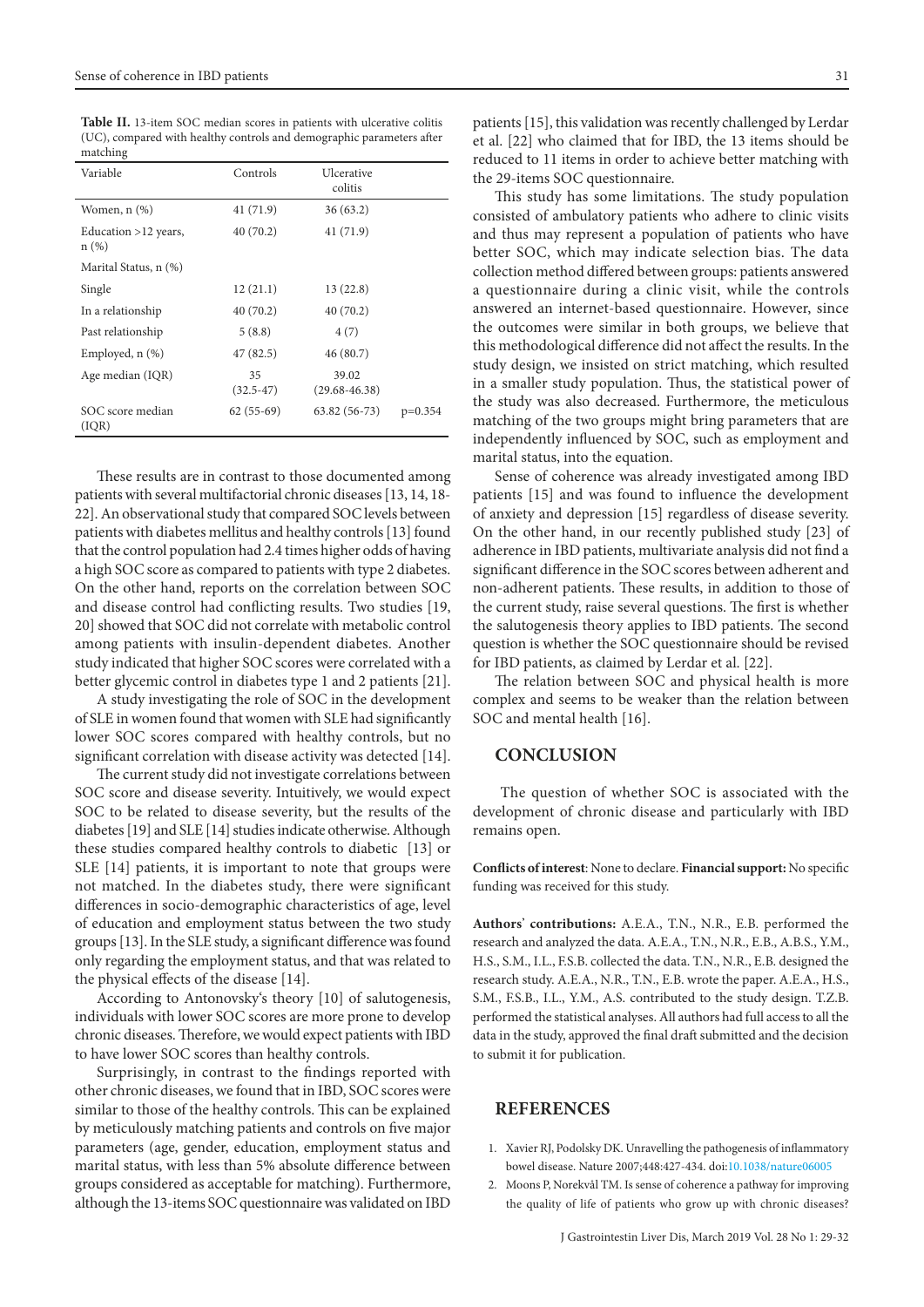**Table II.** 13-item SOC median scores in patients with ulcerative colitis (UC), compared with healthy controls and demographic parameters after matching

| Variable | Controls | Ulcerative colitis | |
|---|---|---|---|
| Women, n (%) | 41 (71.9) | 36 (63.2) | |
| Education >12 years, n (%) | 40 (70.2) | 41 (71.9) | |
| Marital Status, n (%) | | | |
| Single | 12 (21.1) | 13 (22.8) | |
| In a relationship | 40 (70.2) | 40 (70.2) | |
| Past relationship | 5 (8.8) | 4 (7) | |
| Employed, n (%) | 47 (82.5) | 46 (80.7) | |
| Age median (IQR) | 35 (32.5-47) | 39.02 (29.68-46.38) | |
| SOC score median (IQR) | 62 (55-69) | 63.82 (56-73) | p=0.354 |

These results are in contrast to those documented among patients with several multifactorial chronic diseases [13, 14, 18-22]. An observational study that compared SOC levels between patients with diabetes mellitus and healthy controls [13] found that the control population had 2.4 times higher odds of having a high SOC score as compared to patients with type 2 diabetes. On the other hand, reports on the correlation between SOC and disease control had conflicting results. Two studies [19, 20] showed that SOC did not correlate with metabolic control among patients with insulin-dependent diabetes. Another study indicated that higher SOC scores were correlated with a better glycemic control in diabetes type 1 and 2 patients [21].

A study investigating the role of SOC in the development of SLE in women found that women with SLE had significantly lower SOC scores compared with healthy controls, but no significant correlation with disease activity was detected [14].

The current study did not investigate correlations between SOC score and disease severity. Intuitively, we would expect SOC to be related to disease severity, but the results of the diabetes [19] and SLE [14] studies indicate otherwise. Although these studies compared healthy controls to diabetic [13] or SLE [14] patients, it is important to note that groups were not matched. In the diabetes study, there were significant differences in socio-demographic characteristics of age, level of education and employment status between the two study groups [13]. In the SLE study, a significant difference was found only regarding the employment status, and that was related to the physical effects of the disease [14].

According to Antonovsky's theory [10] of salutogenesis, individuals with lower SOC scores are more prone to develop chronic diseases. Therefore, we would expect patients with IBD to have lower SOC scores than healthy controls.

Surprisingly, in contrast to the findings reported with other chronic diseases, we found that in IBD, SOC scores were similar to those of the healthy controls. This can be explained by meticulously matching patients and controls on five major parameters (age, gender, education, employment status and marital status, with less than 5% absolute difference between groups considered as acceptable for matching). Furthermore, although the 13-items SOC questionnaire was validated on IBD patients [15], this validation was recently challenged by Lerdar et al. [22] who claimed that for IBD, the 13 items should be reduced to 11 items in order to achieve better matching with the 29-items SOC questionnaire.

This study has some limitations. The study population consisted of ambulatory patients who adhere to clinic visits and thus may represent a population of patients who have better SOC, which may indicate selection bias. The data collection method differed between groups: patients answered a questionnaire during a clinic visit, while the controls answered an internet-based questionnaire. However, since the outcomes were similar in both groups, we believe that this methodological difference did not affect the results. In the study design, we insisted on strict matching, which resulted in a smaller study population. Thus, the statistical power of the study was also decreased. Furthermore, the meticulous matching of the two groups might bring parameters that are independently influenced by SOC, such as employment and marital status, into the equation.

Sense of coherence was already investigated among IBD patients [15] and was found to influence the development of anxiety and depression [15] regardless of disease severity. On the other hand, in our recently published study [23] of adherence in IBD patients, multivariate analysis did not find a significant difference in the SOC scores between adherent and non-adherent patients. These results, in addition to those of the current study, raise several questions. The first is whether the salutogenesis theory applies to IBD patients. The second question is whether the SOC questionnaire should be revised for IBD patients, as claimed by Lerdar et al. [22].

The relation between SOC and physical health is more complex and seems to be weaker than the relation between SOC and mental health [16].

## CONCLUSION

The question of whether SOC is associated with the development of chronic disease and particularly with IBD remains open.

**Conflicts of interest**: None to declare. **Financial support:** No specific funding was received for this study.

**Authors' contributions:** A.E.A., T.N., N.R., E.B. performed the research and analyzed the data. A.E.A., T.N., N.R., E.B., A.B.S., Y.M., H.S., S.M., I.L., F.S.B. collected the data. T.N., N.R., E.B. designed the research study. A.E.A., N.R., T.N., E.B. wrote the paper. A.E.A., H.S., S.M., F.S.B., I.L., Y.M., A.S. contributed to the study design. T.Z.B. performed the statistical analyses. All authors had full access to all the data in the study, approved the final draft submitted and the decision to submit it for publication.

## REFERENCES

1. Xavier RJ, Podolsky DK. Unravelling the pathogenesis of inflammatory bowel disease. Nature 2007;448:427-434. doi:10.1038/nature06005
2. Moons P, Norekvål TM. Is sense of coherence a pathway for improving the quality of life of patients who grow up with chronic diseases?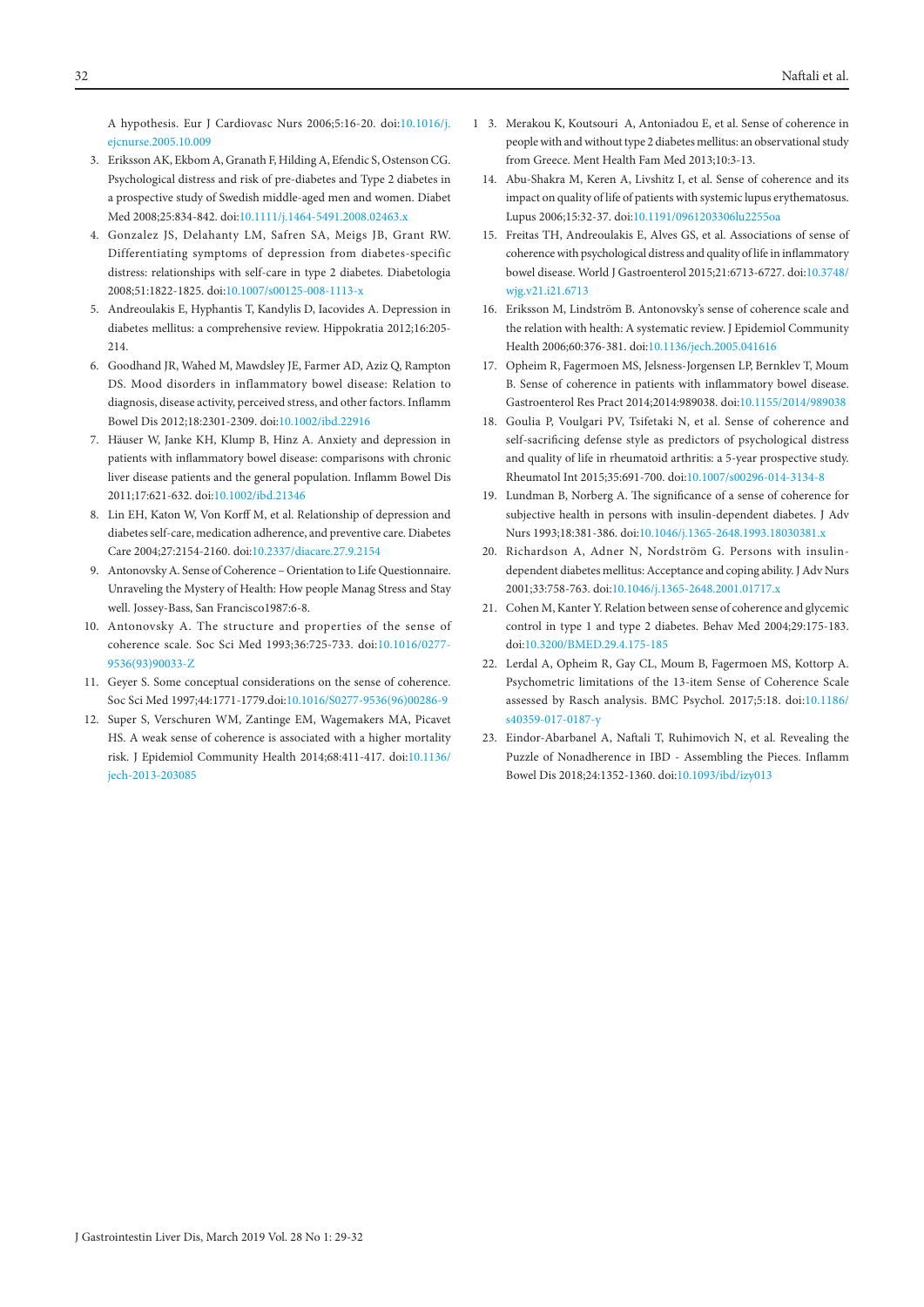A hypothesis. Eur J Cardiovasc Nurs 2006;5:16-20. doi:10.1016/j.ejcnurse.2005.10.009

3. Eriksson AK, Ekbom A, Granath F, Hilding A, Efendic S, Ostenson CG. Psychological distress and risk of pre-diabetes and Type 2 diabetes in a prospective study of Swedish middle-aged men and women. Diabet Med 2008;25:834-842. doi:10.1111/j.1464-5491.2008.02463.x
4. Gonzalez JS, Delahanty LM, Safren SA, Meigs JB, Grant RW. Differentiating symptoms of depression from diabetes-specific distress: relationships with self-care in type 2 diabetes. Diabetologia 2008;51:1822-1825. doi:10.1007/s00125-008-1113-x
5. Andreoulakis E, Hyphantis T, Kandylis D, Iacovides A. Depression in diabetes mellitus: a comprehensive review. Hippokratia 2012;16:205-214.
6. Goodhand JR, Wahed M, Mawdsley JE, Farmer AD, Aziz Q, Rampton DS. Mood disorders in inflammatory bowel disease: Relation to diagnosis, disease activity, perceived stress, and other factors. Inflamm Bowel Dis 2012;18:2301-2309. doi:10.1002/ibd.22916
7. Häuser W, Janke KH, Klump B, Hinz A. Anxiety and depression in patients with inflammatory bowel disease: comparisons with chronic liver disease patients and the general population. Inflamm Bowel Dis 2011;17:621-632. doi:10.1002/ibd.21346
8. Lin EH, Katon W, Von Korff M, et al. Relationship of depression and diabetes self-care, medication adherence, and preventive care. Diabetes Care 2004;27:2154-2160. doi:10.2337/diacare.27.9.2154
9. Antonovsky A. Sense of Coherence – Orientation to Life Questionnaire. Unraveling the Mystery of Health: How people Manag Stress and Stay well. Jossey-Bass, San Francisco1987:6-8.
10. Antonovsky A. The structure and properties of the sense of coherence scale. Soc Sci Med 1993;36:725-733. doi:10.1016/0277-9536(93)90033-Z
11. Geyer S. Some conceptual considerations on the sense of coherence. Soc Sci Med 1997;44:1771-1779.doi:10.1016/S0277-9536(96)00286-9
12. Super S, Verschuren WM, Zantinge EM, Wagemakers MA, Picavet HS. A weak sense of coherence is associated with a higher mortality risk. J Epidemiol Community Health 2014;68:411-417. doi:10.1136/jech-2013-203085
13. Merakou K, Koutsouri A, Antoniadou E, et al. Sense of coherence in people with and without type 2 diabetes mellitus: an observational study from Greece. Ment Health Fam Med 2013;10:3-13.
14. Abu-Shakra M, Keren A, Livshitz I, et al. Sense of coherence and its impact on quality of life of patients with systemic lupus erythematosus. Lupus 2006;15:32-37. doi:10.1191/0961203306lu2255oa
15. Freitas TH, Andreoulakis E, Alves GS, et al. Associations of sense of coherence with psychological distress and quality of life in inflammatory bowel disease. World J Gastroenterol 2015;21:6713-6727. doi:10.3748/wjg.v21.i21.6713
16. Eriksson M, Lindström B. Antonovsky's sense of coherence scale and the relation with health: A systematic review. J Epidemiol Community Health 2006;60:376-381. doi:10.1136/jech.2005.041616
17. Opheim R, Fagermoen MS, Jelsness-Jorgensen LP, Bernklev T, Moum B. Sense of coherence in patients with inflammatory bowel disease. Gastroenterol Res Pract 2014;2014:989038. doi:10.1155/2014/989038
18. Goulia P, Voulgari PV, Tsifetaki N, et al. Sense of coherence and self-sacrificing defense style as predictors of psychological distress and quality of life in rheumatoid arthritis: a 5-year prospective study. Rheumatol Int 2015;35:691-700. doi:10.1007/s00296-014-3134-8
19. Lundman B, Norberg A. The significance of a sense of coherence for subjective health in persons with insulin-dependent diabetes. J Adv Nurs 1993;18:381-386. doi:10.1046/j.1365-2648.1993.18030381.x
20. Richardson A, Adner N, Nordström G. Persons with insulin-dependent diabetes mellitus: Acceptance and coping ability. J Adv Nurs 2001;33:758-763. doi:10.1046/j.1365-2648.2001.01717.x
21. Cohen M, Kanter Y. Relation between sense of coherence and glycemic control in type 1 and type 2 diabetes. Behav Med 2004;29:175-183. doi:10.3200/BMED.29.4.175-185
22. Lerdal A, Opheim R, Gay CL, Moum B, Fagermoen MS, Kottorp A. Psychometric limitations of the 13-item Sense of Coherence Scale assessed by Rasch analysis. BMC Psychol. 2017;5:18. doi:10.1186/s40359-017-0187-y
23. Eindor-Abarbanel A, Naftali T, Ruhimovich N, et al. Revealing the Puzzle of Nonadherence in IBD - Assembling the Pieces. Inflamm Bowel Dis 2018;24:1352-1360. doi:10.1093/ibd/izy013